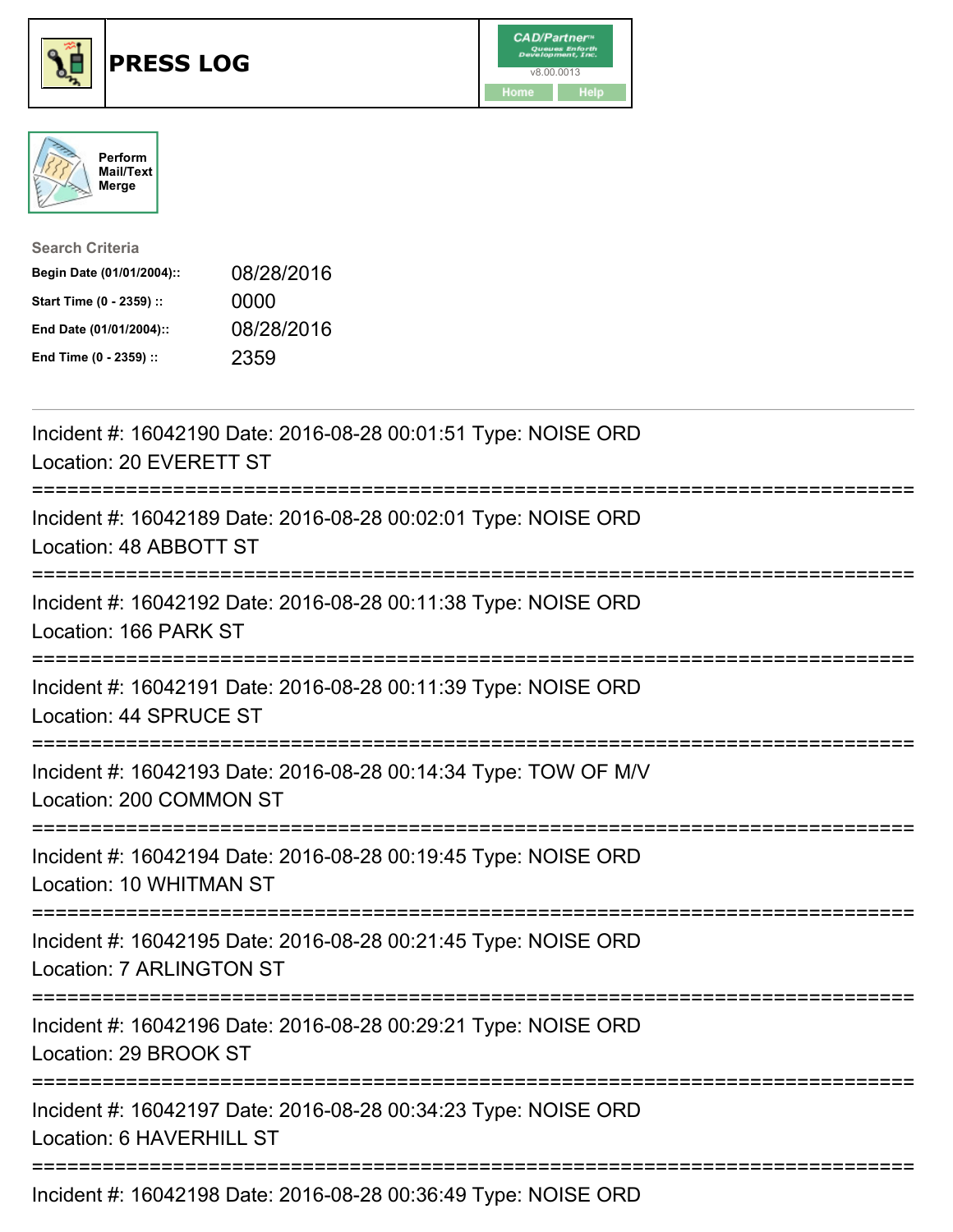# PRESS LOG

Perform Mail/Text Merge

**Search Criteria**

| | |
|---|---|
| **Begin Date (01/01/2004)::** | 08/28/2016 |
| **Start Time (0 - 2359) ::** | 0000 |
| **End Date (01/01/2004)::** | 08/28/2016 |
| **End Time (0 - 2359) ::** | 2359 |

---

Incident #: 16042190 Date: 2016-08-28 00:01:51 Type: NOISE ORD
Location: 20 EVERETT ST

===========================================================================

Incident #: 16042189 Date: 2016-08-28 00:02:01 Type: NOISE ORD
Location: 48 ABBOTT ST

===========================================================================

Incident #: 16042192 Date: 2016-08-28 00:11:38 Type: NOISE ORD
Location: 166 PARK ST

===========================================================================

Incident #: 16042191 Date: 2016-08-28 00:11:39 Type: NOISE ORD
Location: 44 SPRUCE ST

===========================================================================

Incident #: 16042193 Date: 2016-08-28 00:14:34 Type: TOW OF M/V
Location: 200 COMMON ST

===========================================================================

Incident #: 16042194 Date: 2016-08-28 00:19:45 Type: NOISE ORD
Location: 10 WHITMAN ST

===========================================================================

Incident #: 16042195 Date: 2016-08-28 00:21:45 Type: NOISE ORD
Location: 7 ARLINGTON ST

===========================================================================

Incident #: 16042196 Date: 2016-08-28 00:29:21 Type: NOISE ORD
Location: 29 BROOK ST

===========================================================================

Incident #: 16042197 Date: 2016-08-28 00:34:23 Type: NOISE ORD
Location: 6 HAVERHILL ST

===========================================================================

Incident #: 16042198 Date: 2016-08-28 00:36:49 Type: NOISE ORD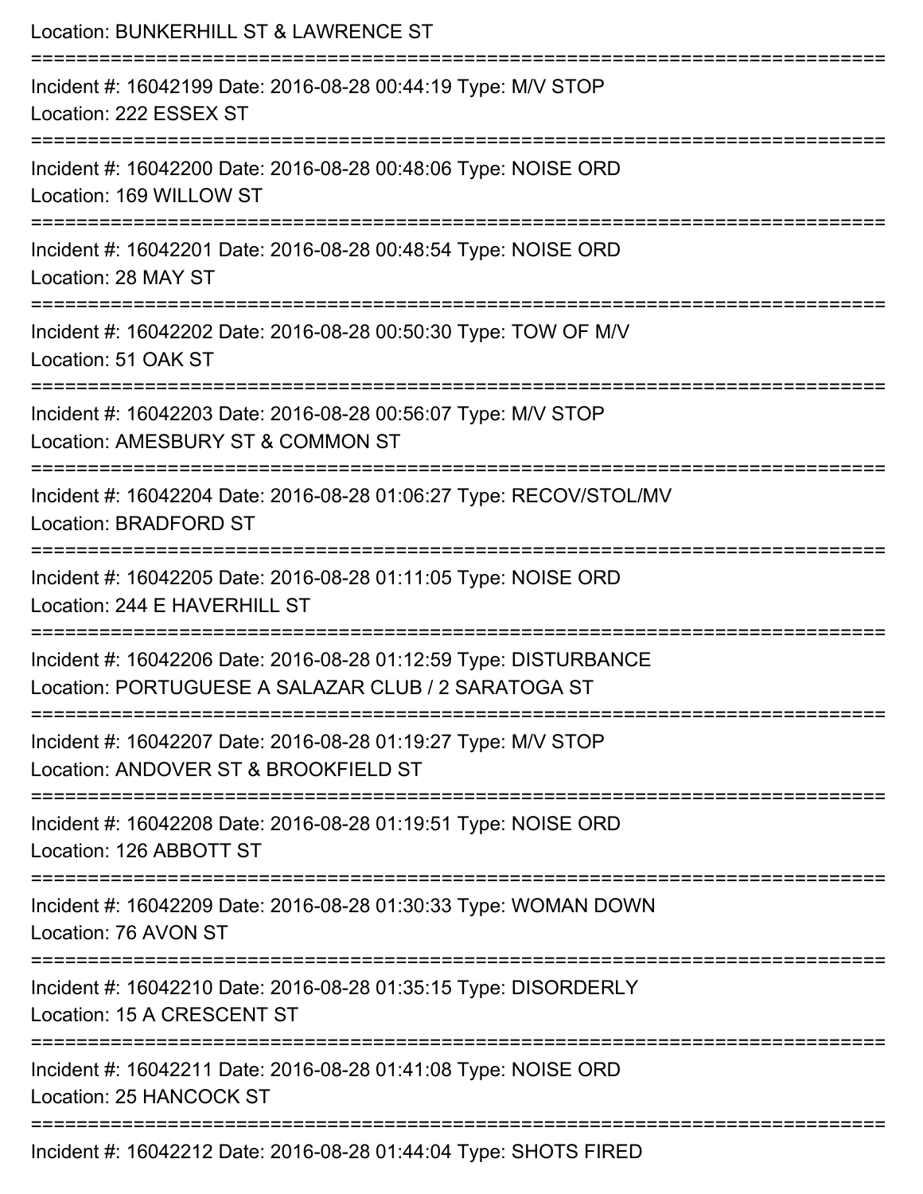Location: BUNKERHILL ST & LAWRENCE ST

===========================================================================

Incident #: 16042199 Date: 2016-08-28 00:44:19 Type: M/V STOP
Location: 222 ESSEX ST

===========================================================================

Incident #: 16042200 Date: 2016-08-28 00:48:06 Type: NOISE ORD
Location: 169 WILLOW ST

===========================================================================

Incident #: 16042201 Date: 2016-08-28 00:48:54 Type: NOISE ORD
Location: 28 MAY ST

===========================================================================

Incident #: 16042202 Date: 2016-08-28 00:50:30 Type: TOW OF M/V
Location: 51 OAK ST

===========================================================================

Incident #: 16042203 Date: 2016-08-28 00:56:07 Type: M/V STOP
Location: AMESBURY ST & COMMON ST

===========================================================================

Incident #: 16042204 Date: 2016-08-28 01:06:27 Type: RECOV/STOL/MV
Location: BRADFORD ST

===========================================================================

Incident #: 16042205 Date: 2016-08-28 01:11:05 Type: NOISE ORD
Location: 244 E HAVERHILL ST

===========================================================================

Incident #: 16042206 Date: 2016-08-28 01:12:59 Type: DISTURBANCE
Location: PORTUGUESE A SALAZAR CLUB / 2 SARATOGA ST

===========================================================================

Incident #: 16042207 Date: 2016-08-28 01:19:27 Type: M/V STOP
Location: ANDOVER ST & BROOKFIELD ST

===========================================================================

Incident #: 16042208 Date: 2016-08-28 01:19:51 Type: NOISE ORD
Location: 126 ABBOTT ST

===========================================================================

Incident #: 16042209 Date: 2016-08-28 01:30:33 Type: WOMAN DOWN
Location: 76 AVON ST

===========================================================================

Incident #: 16042210 Date: 2016-08-28 01:35:15 Type: DISORDERLY
Location: 15 A CRESCENT ST

===========================================================================

Incident #: 16042211 Date: 2016-08-28 01:41:08 Type: NOISE ORD
Location: 25 HANCOCK ST

===========================================================================

Incident #: 16042212 Date: 2016-08-28 01:44:04 Type: SHOTS FIRED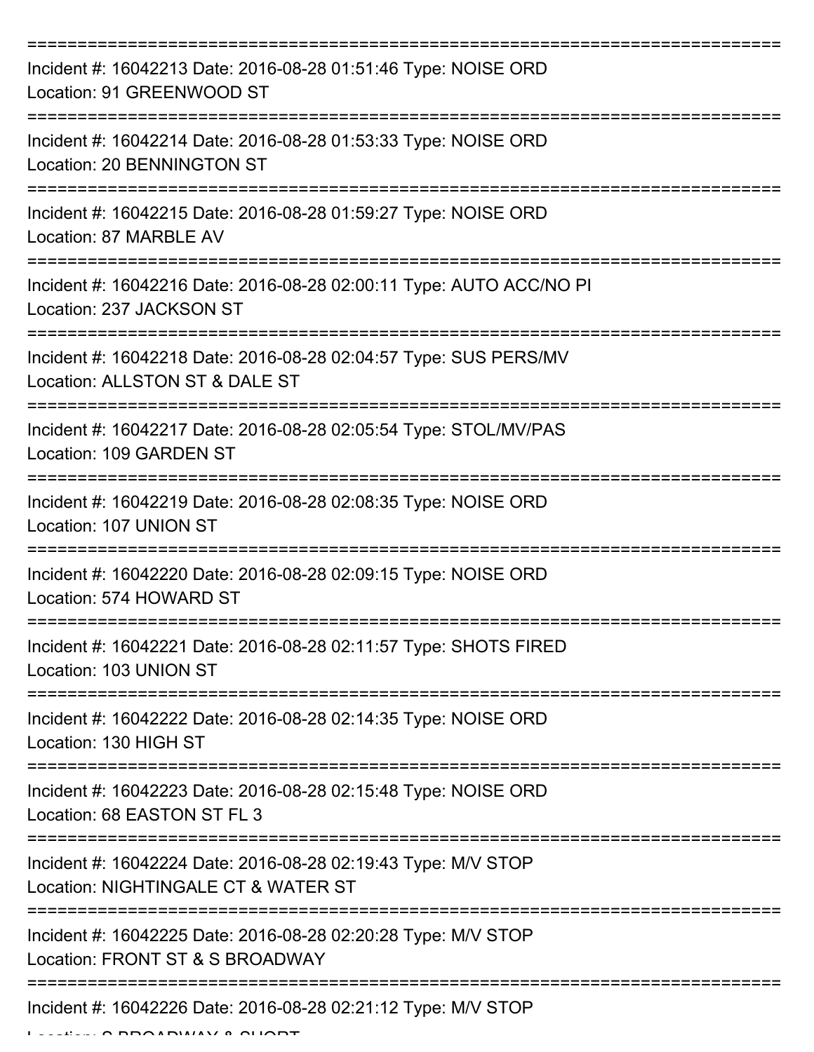===========================================================================

Incident #: 16042213 Date: 2016-08-28 01:51:46 Type: NOISE ORD
Location: 91 GREENWOOD ST

===========================================================================

Incident #: 16042214 Date: 2016-08-28 01:53:33 Type: NOISE ORD
Location: 20 BENNINGTON ST

===========================================================================

Incident #: 16042215 Date: 2016-08-28 01:59:27 Type: NOISE ORD
Location: 87 MARBLE AV

===========================================================================

Incident #: 16042216 Date: 2016-08-28 02:00:11 Type: AUTO ACC/NO PI
Location: 237 JACKSON ST

===========================================================================

Incident #: 16042218 Date: 2016-08-28 02:04:57 Type: SUS PERS/MV
Location: ALLSTON ST & DALE ST

===========================================================================

Incident #: 16042217 Date: 2016-08-28 02:05:54 Type: STOL/MV/PAS
Location: 109 GARDEN ST

===========================================================================

Incident #: 16042219 Date: 2016-08-28 02:08:35 Type: NOISE ORD
Location: 107 UNION ST

===========================================================================

Incident #: 16042220 Date: 2016-08-28 02:09:15 Type: NOISE ORD
Location: 574 HOWARD ST

===========================================================================

Incident #: 16042221 Date: 2016-08-28 02:11:57 Type: SHOTS FIRED
Location: 103 UNION ST

===========================================================================

Incident #: 16042222 Date: 2016-08-28 02:14:35 Type: NOISE ORD
Location: 130 HIGH ST

===========================================================================

Incident #: 16042223 Date: 2016-08-28 02:15:48 Type: NOISE ORD
Location: 68 EASTON ST FL 3

===========================================================================

Incident #: 16042224 Date: 2016-08-28 02:19:43 Type: M/V STOP
Location: NIGHTINGALE CT & WATER ST

===========================================================================

Incident #: 16042225 Date: 2016-08-28 02:20:28 Type: M/V STOP
Location: FRONT ST & S BROADWAY

===========================================================================

Incident #: 16042226 Date: 2016-08-28 02:21:12 Type: M/V STOP
Location: S BROADWAY & SHORT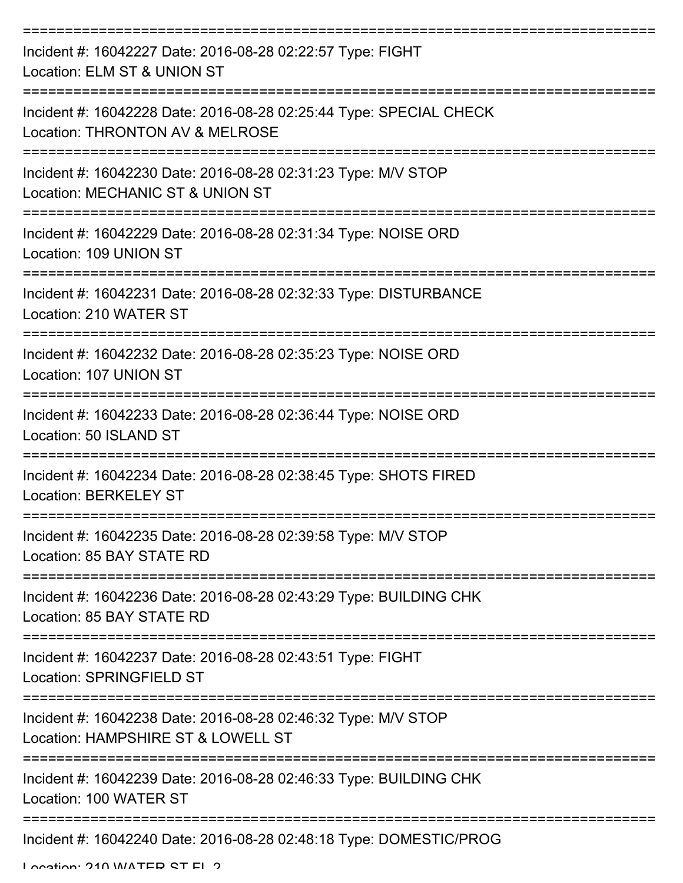===========================================================================

Incident #: 16042227 Date: 2016-08-28 02:22:57 Type: FIGHT
Location: ELM ST & UNION ST

===========================================================================

Incident #: 16042228 Date: 2016-08-28 02:25:44 Type: SPECIAL CHECK
Location: THRONTON AV & MELROSE

===========================================================================

Incident #: 16042230 Date: 2016-08-28 02:31:23 Type: M/V STOP
Location: MECHANIC ST & UNION ST

===========================================================================

Incident #: 16042229 Date: 2016-08-28 02:31:34 Type: NOISE ORD
Location: 109 UNION ST

===========================================================================

Incident #: 16042231 Date: 2016-08-28 02:32:33 Type: DISTURBANCE
Location: 210 WATER ST

===========================================================================

Incident #: 16042232 Date: 2016-08-28 02:35:23 Type: NOISE ORD
Location: 107 UNION ST

===========================================================================

Incident #: 16042233 Date: 2016-08-28 02:36:44 Type: NOISE ORD
Location: 50 ISLAND ST

===========================================================================

Incident #: 16042234 Date: 2016-08-28 02:38:45 Type: SHOTS FIRED
Location: BERKELEY ST

===========================================================================

Incident #: 16042235 Date: 2016-08-28 02:39:58 Type: M/V STOP
Location: 85 BAY STATE RD

===========================================================================

Incident #: 16042236 Date: 2016-08-28 02:43:29 Type: BUILDING CHK
Location: 85 BAY STATE RD

===========================================================================

Incident #: 16042237 Date: 2016-08-28 02:43:51 Type: FIGHT
Location: SPRINGFIELD ST

===========================================================================

Incident #: 16042238 Date: 2016-08-28 02:46:32 Type: M/V STOP
Location: HAMPSHIRE ST & LOWELL ST

===========================================================================

Incident #: 16042239 Date: 2016-08-28 02:46:33 Type: BUILDING CHK
Location: 100 WATER ST

===========================================================================

Incident #: 16042240 Date: 2016-08-28 02:48:18 Type: DOMESTIC/PROG
Location: 210 WATER ST FL 2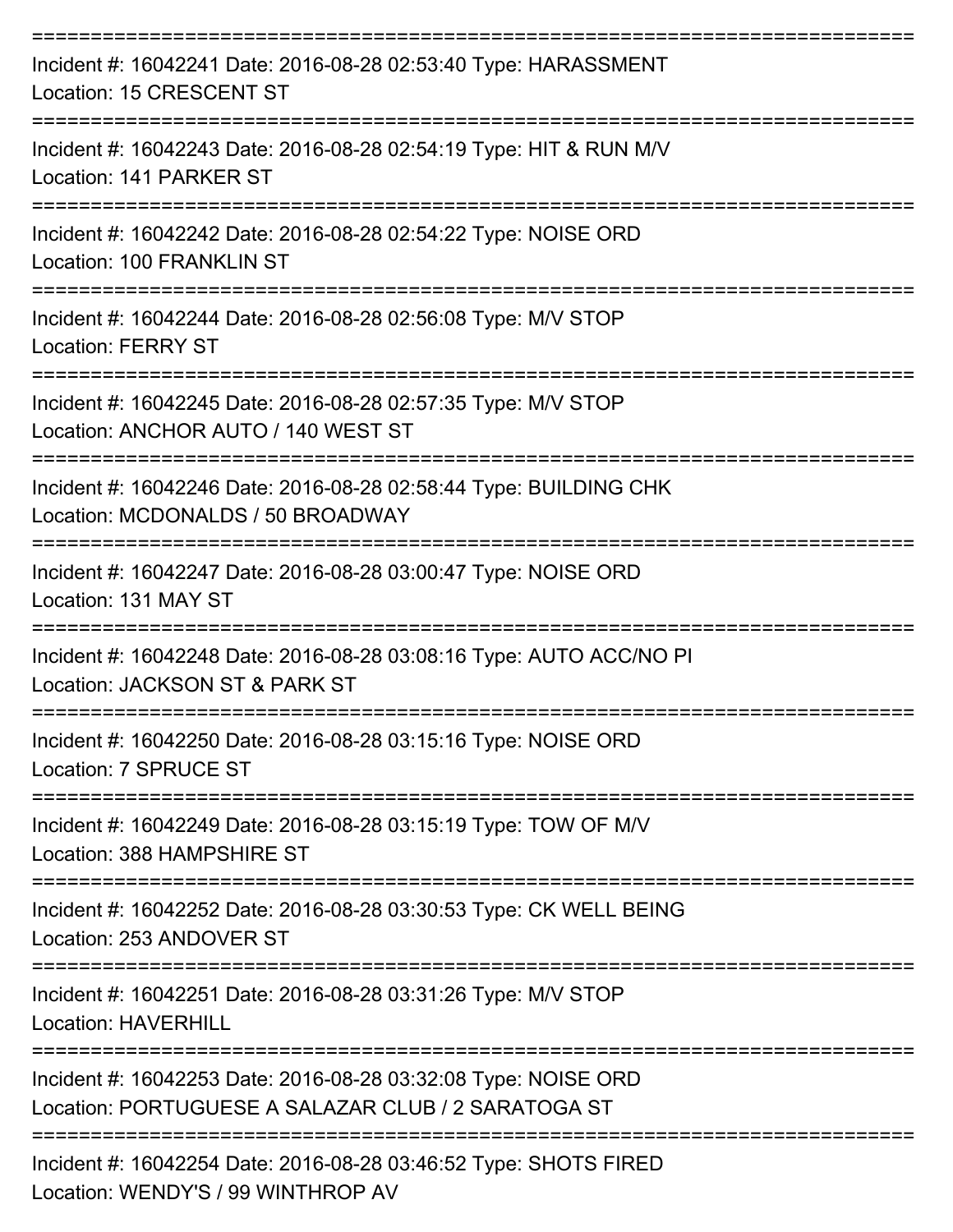===========================================================================

Incident #: 16042241 Date: 2016-08-28 02:53:40 Type: HARASSMENT
Location: 15 CRESCENT ST

===========================================================================

Incident #: 16042243 Date: 2016-08-28 02:54:19 Type: HIT & RUN M/V
Location: 141 PARKER ST

===========================================================================

Incident #: 16042242 Date: 2016-08-28 02:54:22 Type: NOISE ORD
Location: 100 FRANKLIN ST

===========================================================================

Incident #: 16042244 Date: 2016-08-28 02:56:08 Type: M/V STOP
Location: FERRY ST

===========================================================================

Incident #: 16042245 Date: 2016-08-28 02:57:35 Type: M/V STOP
Location: ANCHOR AUTO / 140 WEST ST

===========================================================================

Incident #: 16042246 Date: 2016-08-28 02:58:44 Type: BUILDING CHK
Location: MCDONALDS / 50 BROADWAY

===========================================================================

Incident #: 16042247 Date: 2016-08-28 03:00:47 Type: NOISE ORD
Location: 131 MAY ST

===========================================================================

Incident #: 16042248 Date: 2016-08-28 03:08:16 Type: AUTO ACC/NO PI
Location: JACKSON ST & PARK ST

===========================================================================

Incident #: 16042250 Date: 2016-08-28 03:15:16 Type: NOISE ORD
Location: 7 SPRUCE ST

===========================================================================

Incident #: 16042249 Date: 2016-08-28 03:15:19 Type: TOW OF M/V
Location: 388 HAMPSHIRE ST

===========================================================================

Incident #: 16042252 Date: 2016-08-28 03:30:53 Type: CK WELL BEING
Location: 253 ANDOVER ST

===========================================================================

Incident #: 16042251 Date: 2016-08-28 03:31:26 Type: M/V STOP
Location: HAVERHILL

===========================================================================

Incident #: 16042253 Date: 2016-08-28 03:32:08 Type: NOISE ORD
Location: PORTUGUESE A SALAZAR CLUB / 2 SARATOGA ST

===========================================================================

Incident #: 16042254 Date: 2016-08-28 03:46:52 Type: SHOTS FIRED
Location: WENDY'S / 99 WINTHROP AV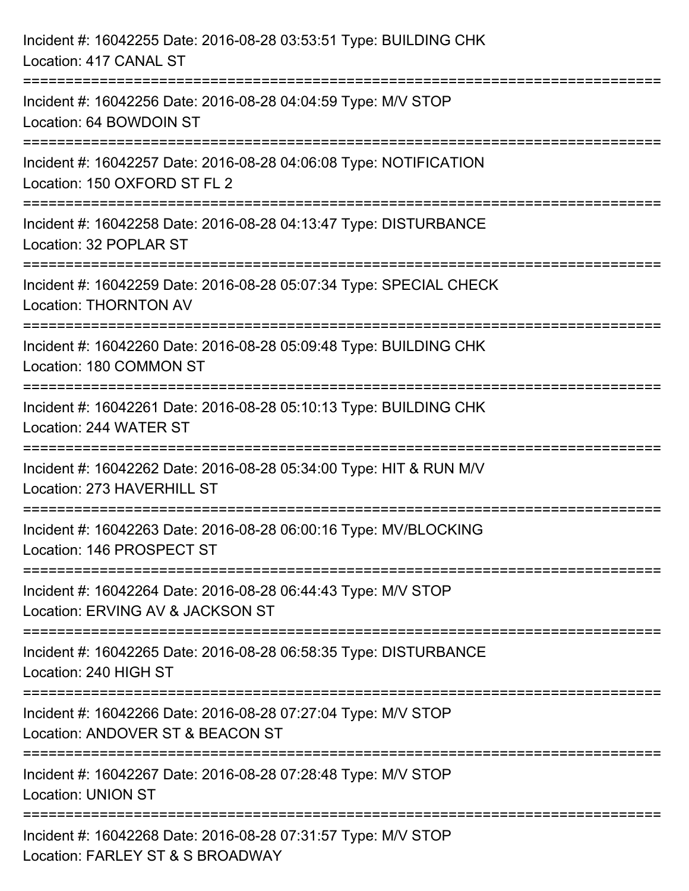Incident #: 16042255 Date: 2016-08-28 03:53:51 Type: BUILDING CHK
Location: 417 CANAL ST

===========================================================================

Incident #: 16042256 Date: 2016-08-28 04:04:59 Type: M/V STOP
Location: 64 BOWDOIN ST

===========================================================================

Incident #: 16042257 Date: 2016-08-28 04:06:08 Type: NOTIFICATION
Location: 150 OXFORD ST FL 2

===========================================================================

Incident #: 16042258 Date: 2016-08-28 04:13:47 Type: DISTURBANCE
Location: 32 POPLAR ST

===========================================================================

Incident #: 16042259 Date: 2016-08-28 05:07:34 Type: SPECIAL CHECK
Location: THORNTON AV

===========================================================================

Incident #: 16042260 Date: 2016-08-28 05:09:48 Type: BUILDING CHK
Location: 180 COMMON ST

===========================================================================

Incident #: 16042261 Date: 2016-08-28 05:10:13 Type: BUILDING CHK
Location: 244 WATER ST

===========================================================================

Incident #: 16042262 Date: 2016-08-28 05:34:00 Type: HIT & RUN M/V
Location: 273 HAVERHILL ST

===========================================================================

Incident #: 16042263 Date: 2016-08-28 06:00:16 Type: MV/BLOCKING
Location: 146 PROSPECT ST

===========================================================================

Incident #: 16042264 Date: 2016-08-28 06:44:43 Type: M/V STOP
Location: ERVING AV & JACKSON ST

===========================================================================

Incident #: 16042265 Date: 2016-08-28 06:58:35 Type: DISTURBANCE
Location: 240 HIGH ST

===========================================================================

Incident #: 16042266 Date: 2016-08-28 07:27:04 Type: M/V STOP
Location: ANDOVER ST & BEACON ST

===========================================================================

Incident #: 16042267 Date: 2016-08-28 07:28:48 Type: M/V STOP
Location: UNION ST

===========================================================================

Incident #: 16042268 Date: 2016-08-28 07:31:57 Type: M/V STOP
Location: FARLEY ST & S BROADWAY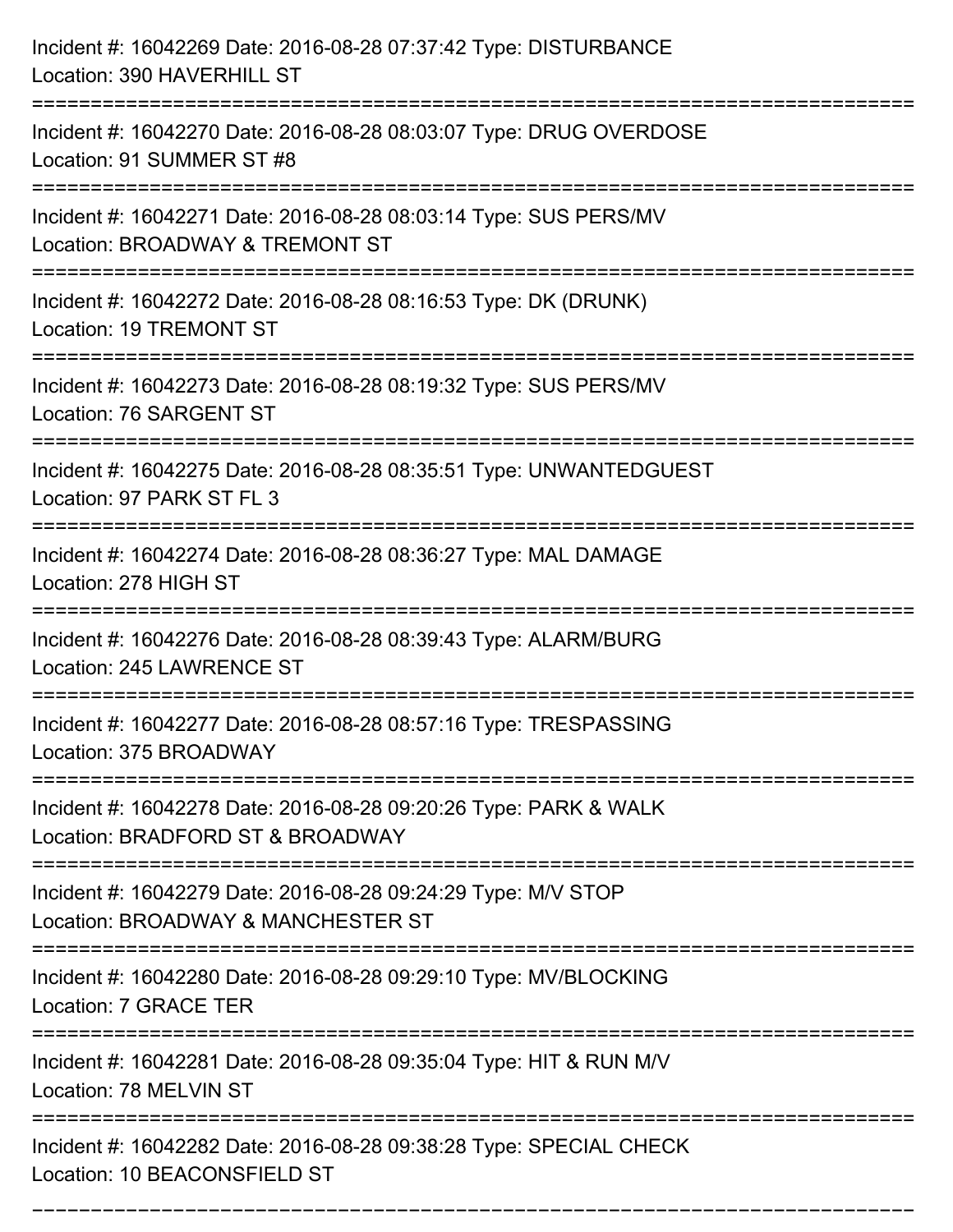Incident #: 16042269 Date: 2016-08-28 07:37:42 Type: DISTURBANCE
Location: 390 HAVERHILL ST

===========================================================================

Incident #: 16042270 Date: 2016-08-28 08:03:07 Type: DRUG OVERDOSE
Location: 91 SUMMER ST #8

===========================================================================

Incident #: 16042271 Date: 2016-08-28 08:03:14 Type: SUS PERS/MV
Location: BROADWAY & TREMONT ST

===========================================================================

Incident #: 16042272 Date: 2016-08-28 08:16:53 Type: DK (DRUNK)
Location: 19 TREMONT ST

===========================================================================

Incident #: 16042273 Date: 2016-08-28 08:19:32 Type: SUS PERS/MV
Location: 76 SARGENT ST

===========================================================================

Incident #: 16042275 Date: 2016-08-28 08:35:51 Type: UNWANTEDGUEST
Location: 97 PARK ST FL 3

===========================================================================

Incident #: 16042274 Date: 2016-08-28 08:36:27 Type: MAL DAMAGE
Location: 278 HIGH ST

===========================================================================

Incident #: 16042276 Date: 2016-08-28 08:39:43 Type: ALARM/BURG
Location: 245 LAWRENCE ST

===========================================================================

Incident #: 16042277 Date: 2016-08-28 08:57:16 Type: TRESPASSING
Location: 375 BROADWAY

===========================================================================

Incident #: 16042278 Date: 2016-08-28 09:20:26 Type: PARK & WALK
Location: BRADFORD ST & BROADWAY

===========================================================================

Incident #: 16042279 Date: 2016-08-28 09:24:29 Type: M/V STOP
Location: BROADWAY & MANCHESTER ST

===========================================================================

Incident #: 16042280 Date: 2016-08-28 09:29:10 Type: MV/BLOCKING
Location: 7 GRACE TER

===========================================================================

Incident #: 16042281 Date: 2016-08-28 09:35:04 Type: HIT & RUN M/V
Location: 78 MELVIN ST

===========================================================================

Incident #: 16042282 Date: 2016-08-28 09:38:28 Type: SPECIAL CHECK
Location: 10 BEACONSFIELD ST

===========================================================================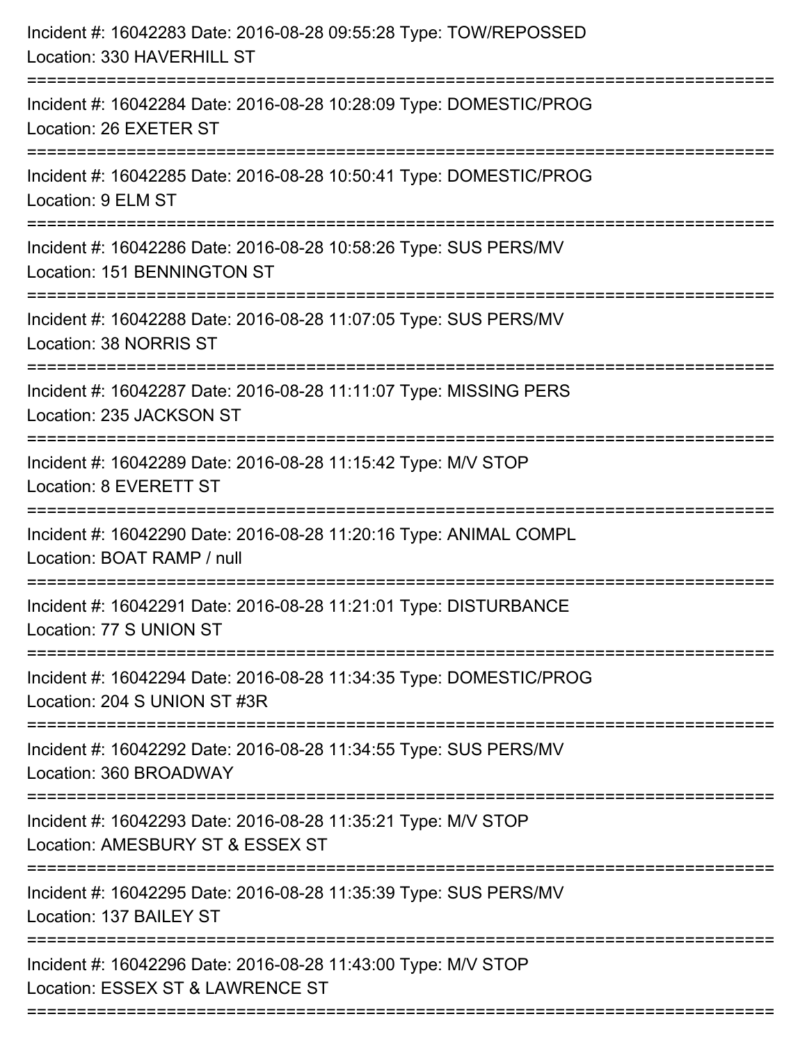Incident #: 16042283 Date: 2016-08-28 09:55:28 Type: TOW/REPOSSED
Location: 330 HAVERHILL ST

===========================================================================

Incident #: 16042284 Date: 2016-08-28 10:28:09 Type: DOMESTIC/PROG
Location: 26 EXETER ST

===========================================================================

Incident #: 16042285 Date: 2016-08-28 10:50:41 Type: DOMESTIC/PROG
Location: 9 ELM ST

===========================================================================

Incident #: 16042286 Date: 2016-08-28 10:58:26 Type: SUS PERS/MV
Location: 151 BENNINGTON ST

===========================================================================

Incident #: 16042288 Date: 2016-08-28 11:07:05 Type: SUS PERS/MV
Location: 38 NORRIS ST

===========================================================================

Incident #: 16042287 Date: 2016-08-28 11:11:07 Type: MISSING PERS
Location: 235 JACKSON ST

===========================================================================

Incident #: 16042289 Date: 2016-08-28 11:15:42 Type: M/V STOP
Location: 8 EVERETT ST

===========================================================================

Incident #: 16042290 Date: 2016-08-28 11:20:16 Type: ANIMAL COMPL
Location: BOAT RAMP / null

===========================================================================

Incident #: 16042291 Date: 2016-08-28 11:21:01 Type: DISTURBANCE
Location: 77 S UNION ST

===========================================================================

Incident #: 16042294 Date: 2016-08-28 11:34:35 Type: DOMESTIC/PROG
Location: 204 S UNION ST #3R

===========================================================================

Incident #: 16042292 Date: 2016-08-28 11:34:55 Type: SUS PERS/MV
Location: 360 BROADWAY

===========================================================================

Incident #: 16042293 Date: 2016-08-28 11:35:21 Type: M/V STOP
Location: AMESBURY ST & ESSEX ST

===========================================================================

Incident #: 16042295 Date: 2016-08-28 11:35:39 Type: SUS PERS/MV
Location: 137 BAILEY ST

===========================================================================

Incident #: 16042296 Date: 2016-08-28 11:43:00 Type: M/V STOP
Location: ESSEX ST & LAWRENCE ST

===========================================================================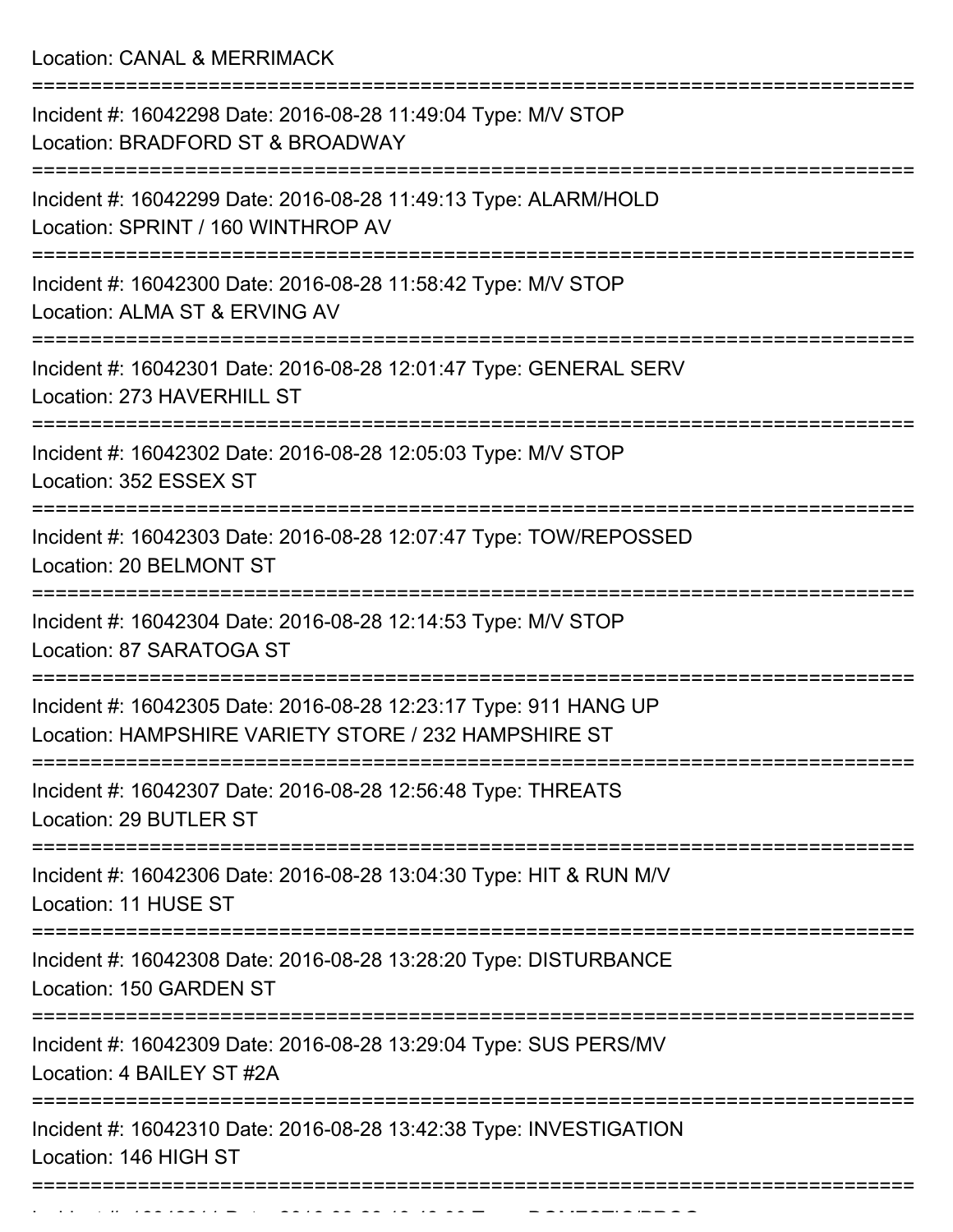Location: CANAL & MERRIMACK

===========================================================================

Incident #: 16042298 Date: 2016-08-28 11:49:04 Type: M/V STOP
Location: BRADFORD ST & BROADWAY

===========================================================================

Incident #: 16042299 Date: 2016-08-28 11:49:13 Type: ALARM/HOLD
Location: SPRINT / 160 WINTHROP AV

===========================================================================

Incident #: 16042300 Date: 2016-08-28 11:58:42 Type: M/V STOP
Location: ALMA ST & ERVING AV

===========================================================================

Incident #: 16042301 Date: 2016-08-28 12:01:47 Type: GENERAL SERV
Location: 273 HAVERHILL ST

===========================================================================

Incident #: 16042302 Date: 2016-08-28 12:05:03 Type: M/V STOP
Location: 352 ESSEX ST

===========================================================================

Incident #: 16042303 Date: 2016-08-28 12:07:47 Type: TOW/REPOSSED
Location: 20 BELMONT ST

===========================================================================

Incident #: 16042304 Date: 2016-08-28 12:14:53 Type: M/V STOP
Location: 87 SARATOGA ST

===========================================================================

Incident #: 16042305 Date: 2016-08-28 12:23:17 Type: 911 HANG UP
Location: HAMPSHIRE VARIETY STORE / 232 HAMPSHIRE ST

===========================================================================

Incident #: 16042307 Date: 2016-08-28 12:56:48 Type: THREATS
Location: 29 BUTLER ST

===========================================================================

Incident #: 16042306 Date: 2016-08-28 13:04:30 Type: HIT & RUN M/V
Location: 11 HUSE ST

===========================================================================

Incident #: 16042308 Date: 2016-08-28 13:28:20 Type: DISTURBANCE
Location: 150 GARDEN ST

===========================================================================

Incident #: 16042309 Date: 2016-08-28 13:29:04 Type: SUS PERS/MV
Location: 4 BAILEY ST #2A

===========================================================================

Incident #: 16042310 Date: 2016-08-28 13:42:38 Type: INVESTIGATION
Location: 146 HIGH ST

===========================================================================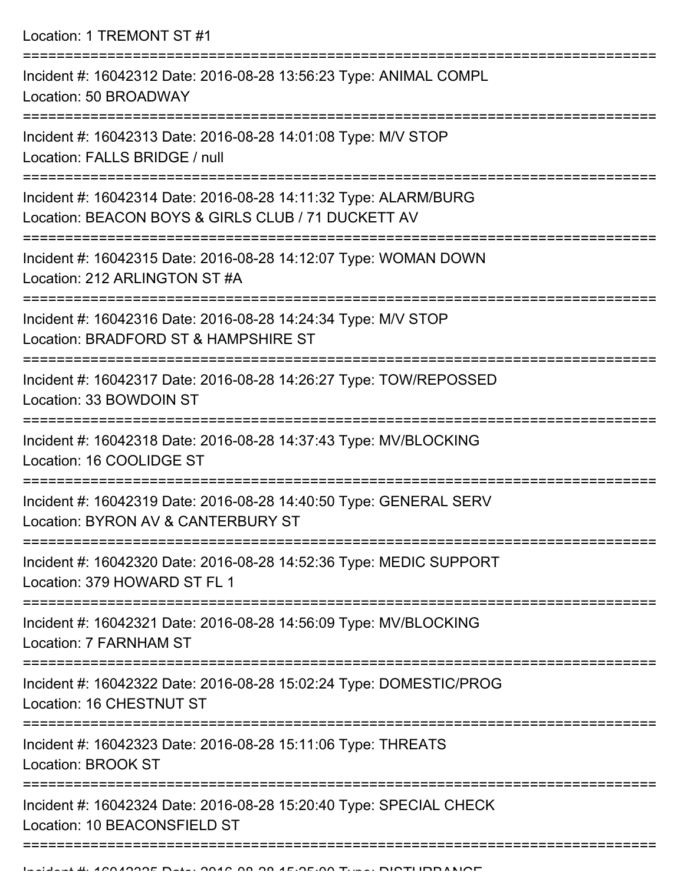Location: 1 TREMONT ST #1

===========================================================================

Incident #: 16042312 Date: 2016-08-28 13:56:23 Type: ANIMAL COMPL
Location: 50 BROADWAY

===========================================================================

Incident #: 16042313 Date: 2016-08-28 14:01:08 Type: M/V STOP
Location: FALLS BRIDGE / null

===========================================================================

Incident #: 16042314 Date: 2016-08-28 14:11:32 Type: ALARM/BURG
Location: BEACON BOYS & GIRLS CLUB / 71 DUCKETT AV

===========================================================================

Incident #: 16042315 Date: 2016-08-28 14:12:07 Type: WOMAN DOWN
Location: 212 ARLINGTON ST #A

===========================================================================

Incident #: 16042316 Date: 2016-08-28 14:24:34 Type: M/V STOP
Location: BRADFORD ST & HAMPSHIRE ST

===========================================================================

Incident #: 16042317 Date: 2016-08-28 14:26:27 Type: TOW/REPOSSED
Location: 33 BOWDOIN ST

===========================================================================

Incident #: 16042318 Date: 2016-08-28 14:37:43 Type: MV/BLOCKING
Location: 16 COOLIDGE ST

===========================================================================

Incident #: 16042319 Date: 2016-08-28 14:40:50 Type: GENERAL SERV
Location: BYRON AV & CANTERBURY ST

===========================================================================

Incident #: 16042320 Date: 2016-08-28 14:52:36 Type: MEDIC SUPPORT
Location: 379 HOWARD ST FL 1

===========================================================================

Incident #: 16042321 Date: 2016-08-28 14:56:09 Type: MV/BLOCKING
Location: 7 FARNHAM ST

===========================================================================

Incident #: 16042322 Date: 2016-08-28 15:02:24 Type: DOMESTIC/PROG
Location: 16 CHESTNUT ST

===========================================================================

Incident #: 16042323 Date: 2016-08-28 15:11:06 Type: THREATS
Location: BROOK ST

===========================================================================

Incident #: 16042324 Date: 2016-08-28 15:20:40 Type: SPECIAL CHECK
Location: 10 BEACONSFIELD ST

===========================================================================

Incident #: 16042325 Date: 2016-08-28 15:25:00 Type: DISTURBANCE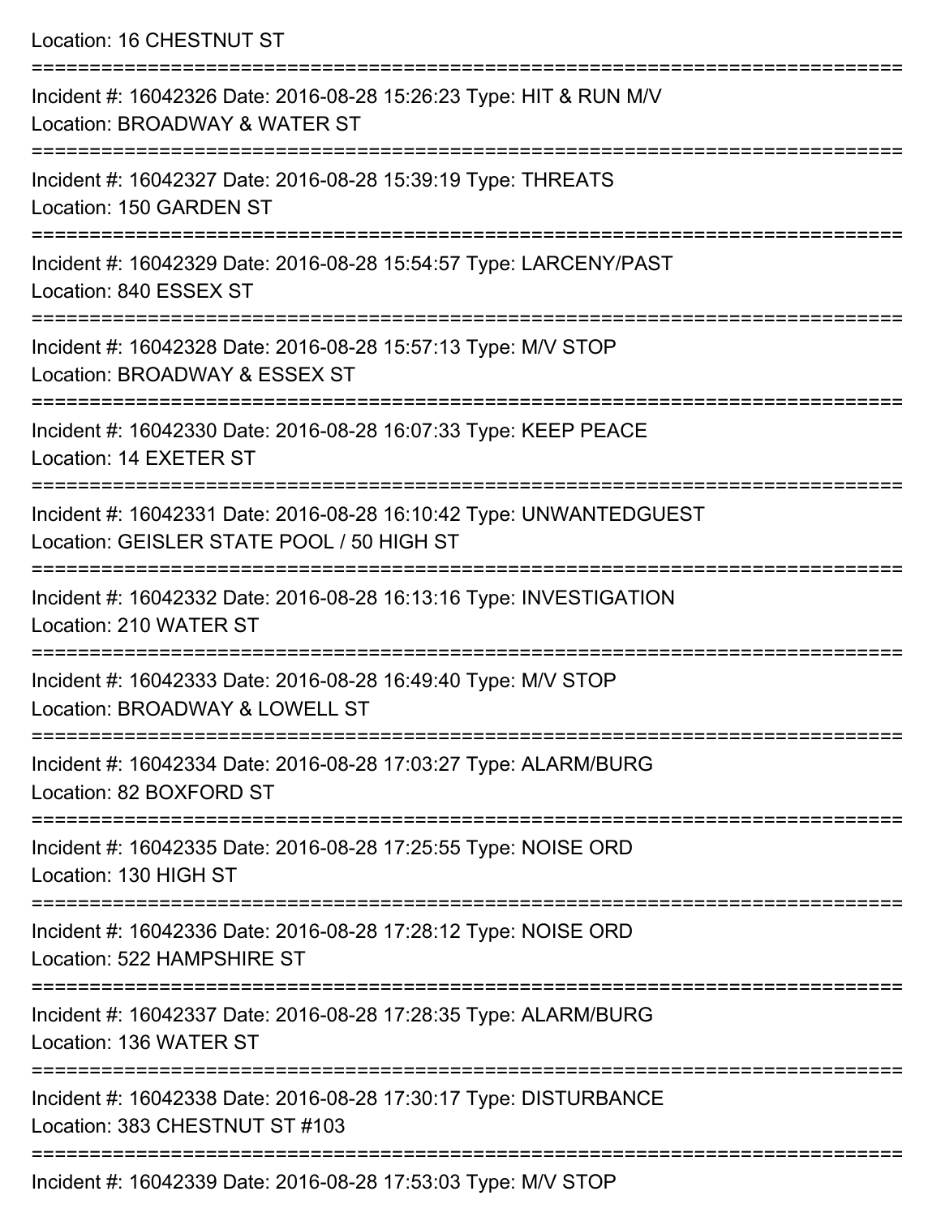Location: 16 CHESTNUT ST

===========================================================================

Incident #: 16042326 Date: 2016-08-28 15:26:23 Type: HIT & RUN M/V
Location: BROADWAY & WATER ST

===========================================================================

Incident #: 16042327 Date: 2016-08-28 15:39:19 Type: THREATS
Location: 150 GARDEN ST

===========================================================================

Incident #: 16042329 Date: 2016-08-28 15:54:57 Type: LARCENY/PAST
Location: 840 ESSEX ST

===========================================================================

Incident #: 16042328 Date: 2016-08-28 15:57:13 Type: M/V STOP
Location: BROADWAY & ESSEX ST

===========================================================================

Incident #: 16042330 Date: 2016-08-28 16:07:33 Type: KEEP PEACE
Location: 14 EXETER ST

===========================================================================

Incident #: 16042331 Date: 2016-08-28 16:10:42 Type: UNWANTEDGUEST
Location: GEISLER STATE POOL / 50 HIGH ST

===========================================================================

Incident #: 16042332 Date: 2016-08-28 16:13:16 Type: INVESTIGATION
Location: 210 WATER ST

===========================================================================

Incident #: 16042333 Date: 2016-08-28 16:49:40 Type: M/V STOP
Location: BROADWAY & LOWELL ST

===========================================================================

Incident #: 16042334 Date: 2016-08-28 17:03:27 Type: ALARM/BURG
Location: 82 BOXFORD ST

===========================================================================

Incident #: 16042335 Date: 2016-08-28 17:25:55 Type: NOISE ORD
Location: 130 HIGH ST

===========================================================================

Incident #: 16042336 Date: 2016-08-28 17:28:12 Type: NOISE ORD
Location: 522 HAMPSHIRE ST

===========================================================================

Incident #: 16042337 Date: 2016-08-28 17:28:35 Type: ALARM/BURG
Location: 136 WATER ST

===========================================================================

Incident #: 16042338 Date: 2016-08-28 17:30:17 Type: DISTURBANCE
Location: 383 CHESTNUT ST #103

===========================================================================

Incident #: 16042339 Date: 2016-08-28 17:53:03 Type: M/V STOP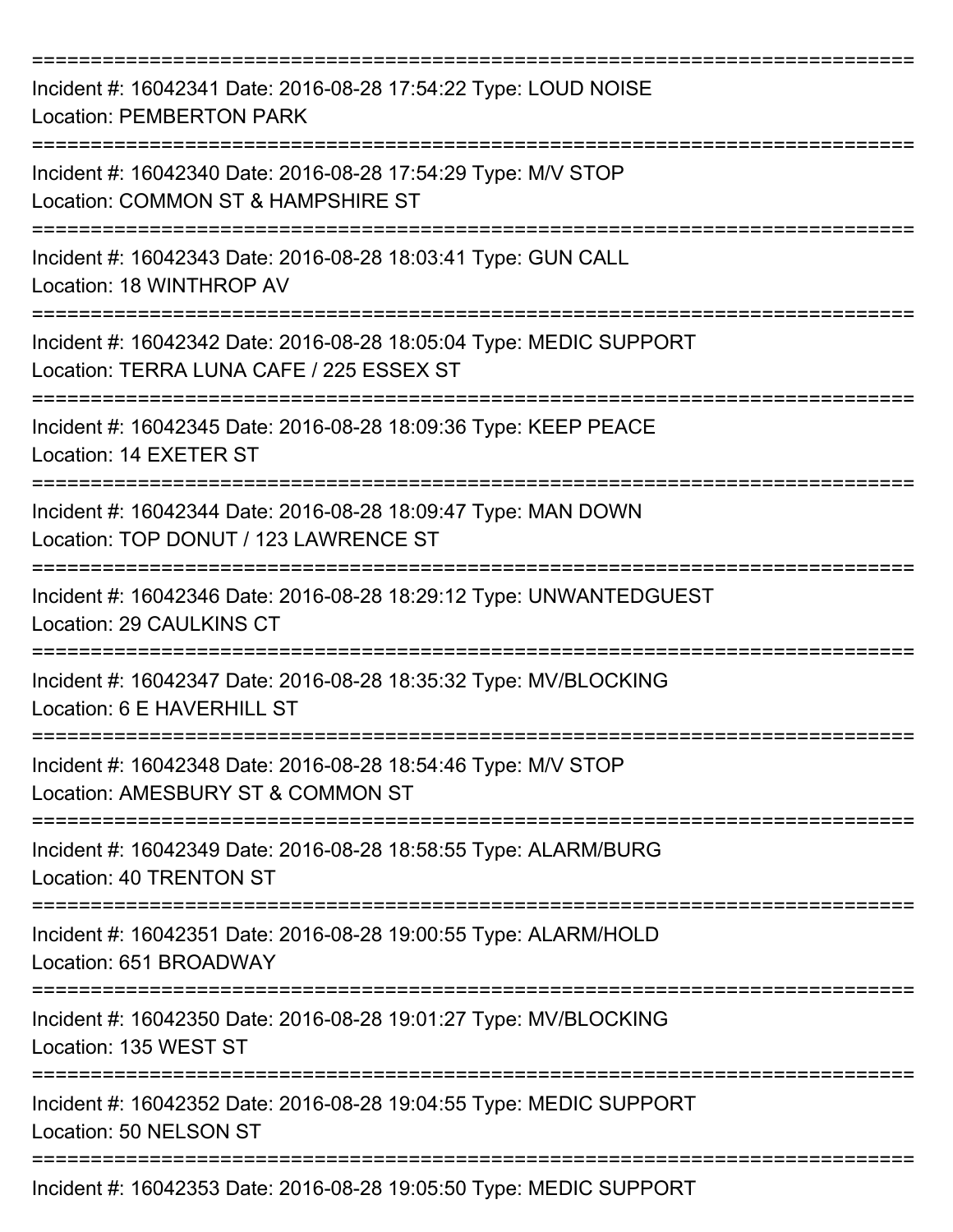===========================================================================

Incident #: 16042341 Date: 2016-08-28 17:54:22 Type: LOUD NOISE
Location: PEMBERTON PARK

===========================================================================

Incident #: 16042340 Date: 2016-08-28 17:54:29 Type: M/V STOP
Location: COMMON ST & HAMPSHIRE ST

===========================================================================

Incident #: 16042343 Date: 2016-08-28 18:03:41 Type: GUN CALL
Location: 18 WINTHROP AV

===========================================================================

Incident #: 16042342 Date: 2016-08-28 18:05:04 Type: MEDIC SUPPORT
Location: TERRA LUNA CAFE / 225 ESSEX ST

===========================================================================

Incident #: 16042345 Date: 2016-08-28 18:09:36 Type: KEEP PEACE
Location: 14 EXETER ST

===========================================================================

Incident #: 16042344 Date: 2016-08-28 18:09:47 Type: MAN DOWN
Location: TOP DONUT / 123 LAWRENCE ST

===========================================================================

Incident #: 16042346 Date: 2016-08-28 18:29:12 Type: UNWANTEDGUEST
Location: 29 CAULKINS CT

===========================================================================

Incident #: 16042347 Date: 2016-08-28 18:35:32 Type: MV/BLOCKING
Location: 6 E HAVERHILL ST

===========================================================================

Incident #: 16042348 Date: 2016-08-28 18:54:46 Type: M/V STOP
Location: AMESBURY ST & COMMON ST

===========================================================================

Incident #: 16042349 Date: 2016-08-28 18:58:55 Type: ALARM/BURG
Location: 40 TRENTON ST

===========================================================================

Incident #: 16042351 Date: 2016-08-28 19:00:55 Type: ALARM/HOLD
Location: 651 BROADWAY

===========================================================================

Incident #: 16042350 Date: 2016-08-28 19:01:27 Type: MV/BLOCKING
Location: 135 WEST ST

===========================================================================

Incident #: 16042352 Date: 2016-08-28 19:04:55 Type: MEDIC SUPPORT
Location: 50 NELSON ST

===========================================================================

Incident #: 16042353 Date: 2016-08-28 19:05:50 Type: MEDIC SUPPORT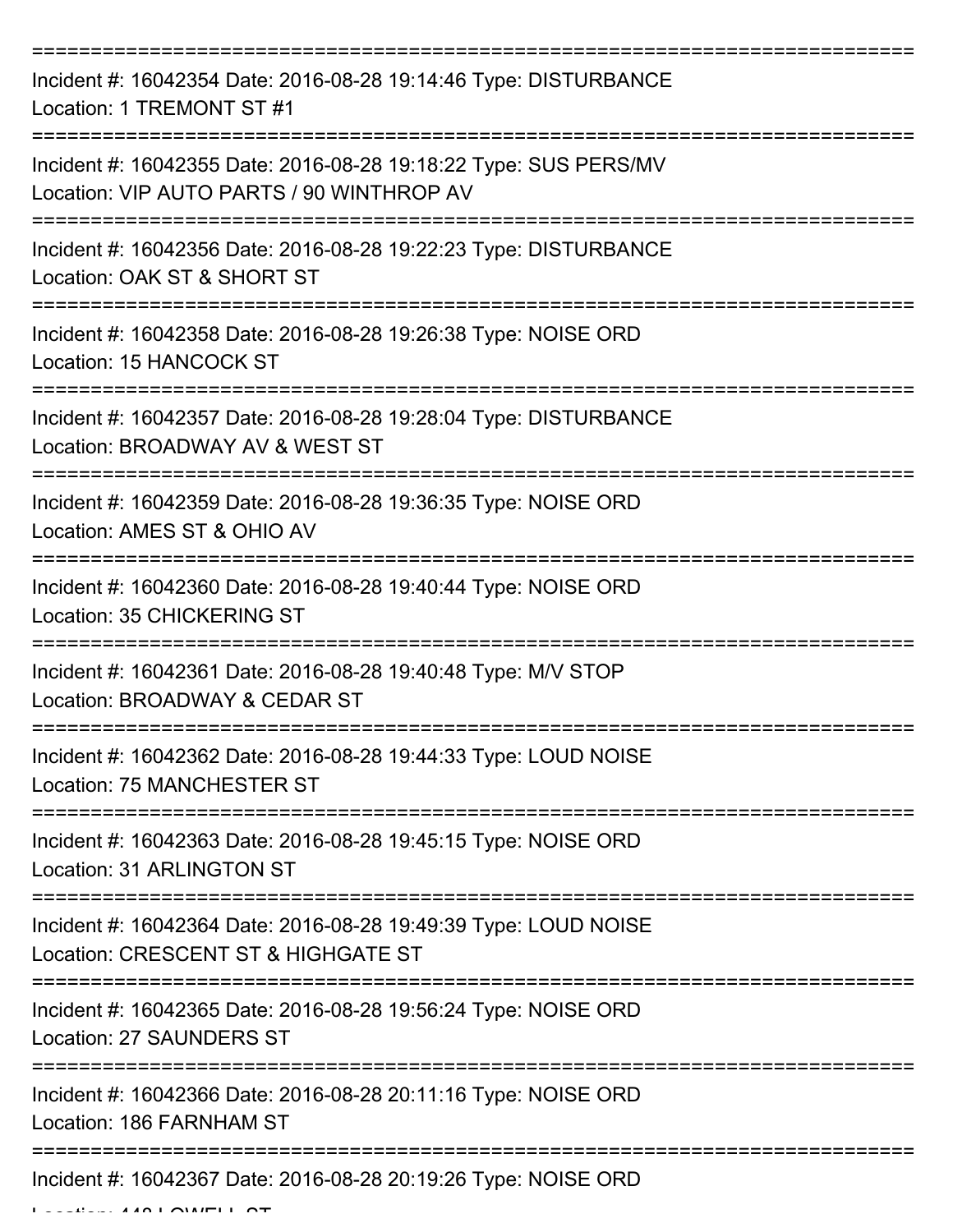===========================================================================

Incident #: 16042354 Date: 2016-08-28 19:14:46 Type: DISTURBANCE
Location: 1 TREMONT ST #1

===========================================================================

Incident #: 16042355 Date: 2016-08-28 19:18:22 Type: SUS PERS/MV
Location: VIP AUTO PARTS / 90 WINTHROP AV

===========================================================================

Incident #: 16042356 Date: 2016-08-28 19:22:23 Type: DISTURBANCE
Location: OAK ST & SHORT ST

===========================================================================

Incident #: 16042358 Date: 2016-08-28 19:26:38 Type: NOISE ORD
Location: 15 HANCOCK ST

===========================================================================

Incident #: 16042357 Date: 2016-08-28 19:28:04 Type: DISTURBANCE
Location: BROADWAY AV & WEST ST

===========================================================================

Incident #: 16042359 Date: 2016-08-28 19:36:35 Type: NOISE ORD
Location: AMES ST & OHIO AV

===========================================================================

Incident #: 16042360 Date: 2016-08-28 19:40:44 Type: NOISE ORD
Location: 35 CHICKERING ST

===========================================================================

Incident #: 16042361 Date: 2016-08-28 19:40:48 Type: M/V STOP
Location: BROADWAY & CEDAR ST

===========================================================================

Incident #: 16042362 Date: 2016-08-28 19:44:33 Type: LOUD NOISE
Location: 75 MANCHESTER ST

===========================================================================

Incident #: 16042363 Date: 2016-08-28 19:45:15 Type: NOISE ORD
Location: 31 ARLINGTON ST

===========================================================================

Incident #: 16042364 Date: 2016-08-28 19:49:39 Type: LOUD NOISE
Location: CRESCENT ST & HIGHGATE ST

===========================================================================

Incident #: 16042365 Date: 2016-08-28 19:56:24 Type: NOISE ORD
Location: 27 SAUNDERS ST

===========================================================================

Incident #: 16042366 Date: 2016-08-28 20:11:16 Type: NOISE ORD
Location: 186 FARNHAM ST

===========================================================================

Incident #: 16042367 Date: 2016-08-28 20:19:26 Type: NOISE ORD
Location: 448 LOWELL ST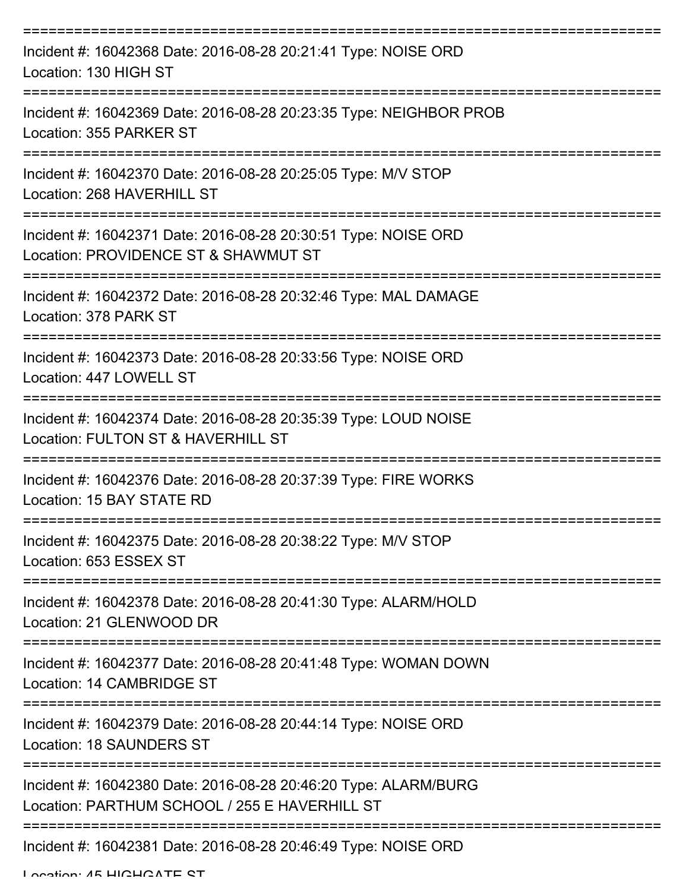===========================================================================

Incident #: 16042368 Date: 2016-08-28 20:21:41 Type: NOISE ORD
Location: 130 HIGH ST

===========================================================================

Incident #: 16042369 Date: 2016-08-28 20:23:35 Type: NEIGHBOR PROB
Location: 355 PARKER ST

===========================================================================

Incident #: 16042370 Date: 2016-08-28 20:25:05 Type: M/V STOP
Location: 268 HAVERHILL ST

===========================================================================

Incident #: 16042371 Date: 2016-08-28 20:30:51 Type: NOISE ORD
Location: PROVIDENCE ST & SHAWMUT ST

===========================================================================

Incident #: 16042372 Date: 2016-08-28 20:32:46 Type: MAL DAMAGE
Location: 378 PARK ST

===========================================================================

Incident #: 16042373 Date: 2016-08-28 20:33:56 Type: NOISE ORD
Location: 447 LOWELL ST

===========================================================================

Incident #: 16042374 Date: 2016-08-28 20:35:39 Type: LOUD NOISE
Location: FULTON ST & HAVERHILL ST

===========================================================================

Incident #: 16042376 Date: 2016-08-28 20:37:39 Type: FIRE WORKS
Location: 15 BAY STATE RD

===========================================================================

Incident #: 16042375 Date: 2016-08-28 20:38:22 Type: M/V STOP
Location: 653 ESSEX ST

===========================================================================

Incident #: 16042378 Date: 2016-08-28 20:41:30 Type: ALARM/HOLD
Location: 21 GLENWOOD DR

===========================================================================

Incident #: 16042377 Date: 2016-08-28 20:41:48 Type: WOMAN DOWN
Location: 14 CAMBRIDGE ST

===========================================================================

Incident #: 16042379 Date: 2016-08-28 20:44:14 Type: NOISE ORD
Location: 18 SAUNDERS ST

===========================================================================

Incident #: 16042380 Date: 2016-08-28 20:46:20 Type: ALARM/BURG
Location: PARTHUM SCHOOL / 255 E HAVERHILL ST

===========================================================================

Incident #: 16042381 Date: 2016-08-28 20:46:49 Type: NOISE ORD
Location: 45 HIGHGATE ST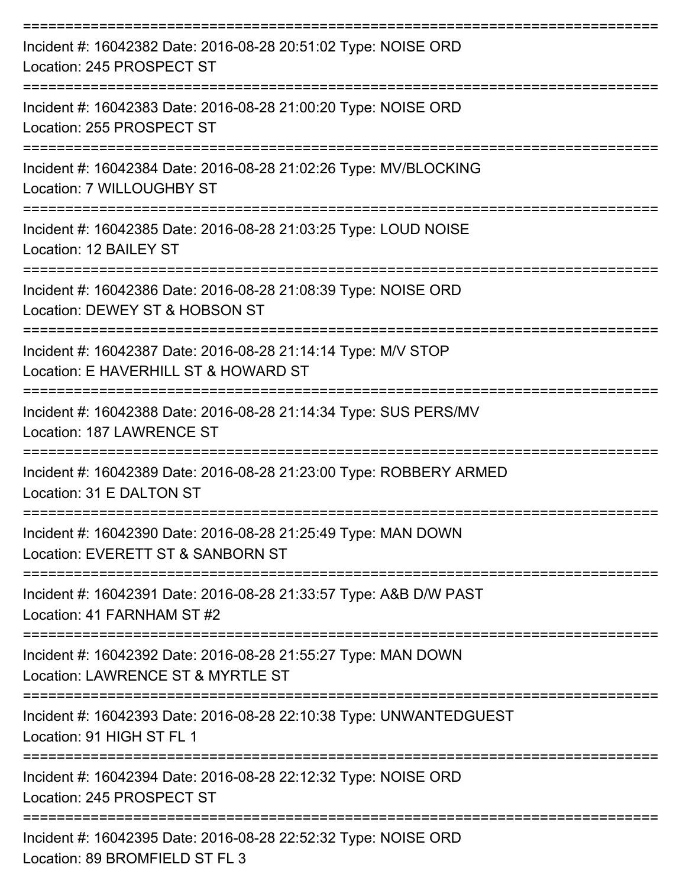===========================================================================

Incident #: 16042382 Date: 2016-08-28 20:51:02 Type: NOISE ORD
Location: 245 PROSPECT ST

===========================================================================

Incident #: 16042383 Date: 2016-08-28 21:00:20 Type: NOISE ORD
Location: 255 PROSPECT ST

===========================================================================

Incident #: 16042384 Date: 2016-08-28 21:02:26 Type: MV/BLOCKING
Location: 7 WILLOUGHBY ST

===========================================================================

Incident #: 16042385 Date: 2016-08-28 21:03:25 Type: LOUD NOISE
Location: 12 BAILEY ST

===========================================================================

Incident #: 16042386 Date: 2016-08-28 21:08:39 Type: NOISE ORD
Location: DEWEY ST & HOBSON ST

===========================================================================

Incident #: 16042387 Date: 2016-08-28 21:14:14 Type: M/V STOP
Location: E HAVERHILL ST & HOWARD ST

===========================================================================

Incident #: 16042388 Date: 2016-08-28 21:14:34 Type: SUS PERS/MV
Location: 187 LAWRENCE ST

===========================================================================

Incident #: 16042389 Date: 2016-08-28 21:23:00 Type: ROBBERY ARMED
Location: 31 E DALTON ST

===========================================================================

Incident #: 16042390 Date: 2016-08-28 21:25:49 Type: MAN DOWN
Location: EVERETT ST & SANBORN ST

===========================================================================

Incident #: 16042391 Date: 2016-08-28 21:33:57 Type: A&B D/W PAST
Location: 41 FARNHAM ST #2

===========================================================================

Incident #: 16042392 Date: 2016-08-28 21:55:27 Type: MAN DOWN
Location: LAWRENCE ST & MYRTLE ST

===========================================================================

Incident #: 16042393 Date: 2016-08-28 22:10:38 Type: UNWANTEDGUEST
Location: 91 HIGH ST FL 1

===========================================================================

Incident #: 16042394 Date: 2016-08-28 22:12:32 Type: NOISE ORD
Location: 245 PROSPECT ST

===========================================================================

Incident #: 16042395 Date: 2016-08-28 22:52:32 Type: NOISE ORD
Location: 89 BROMFIELD ST FL 3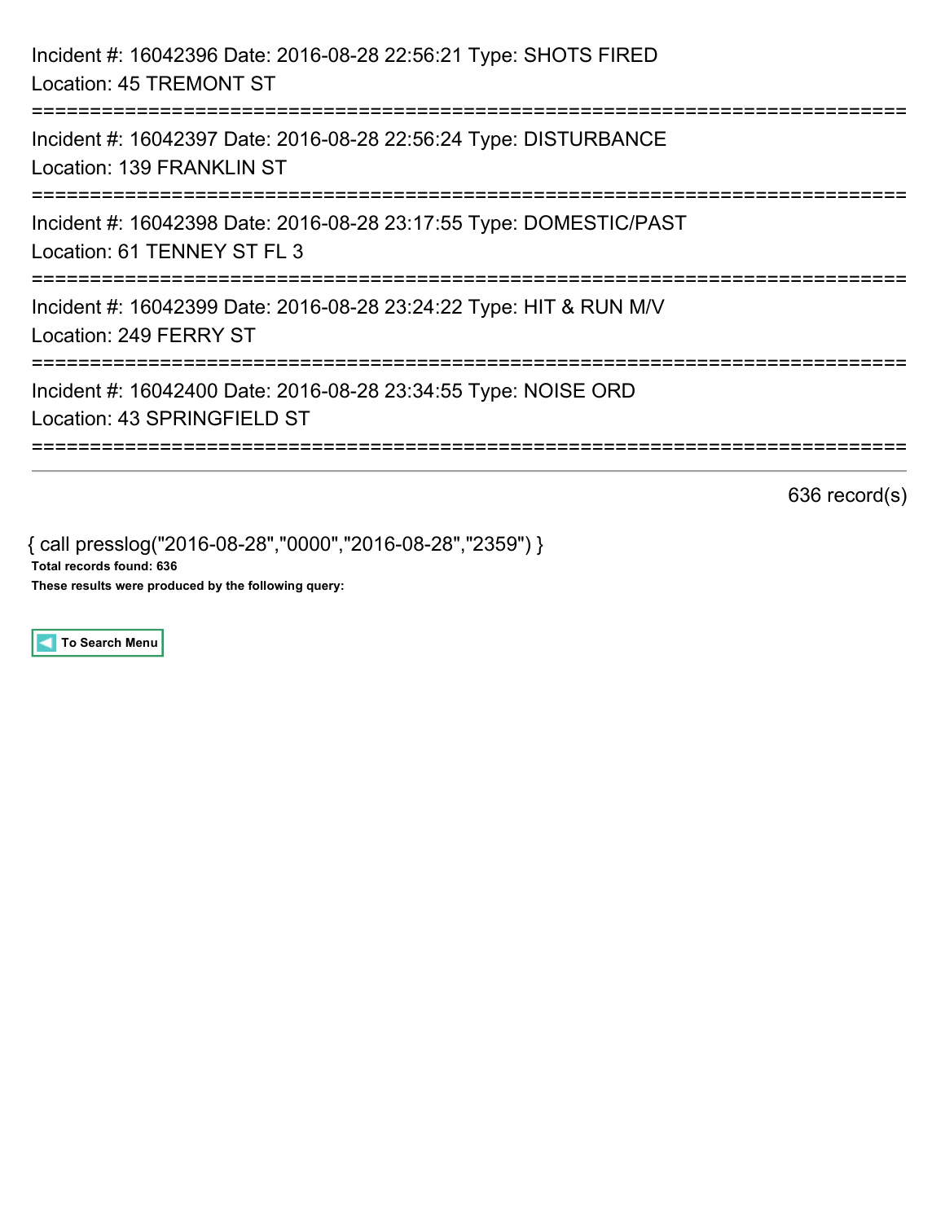Incident #: 16042396 Date: 2016-08-28 22:56:21 Type: SHOTS FIRED
Location: 45 TREMONT ST

===========================================================================

Incident #: 16042397 Date: 2016-08-28 22:56:24 Type: DISTURBANCE
Location: 139 FRANKLIN ST

===========================================================================

Incident #: 16042398 Date: 2016-08-28 23:17:55 Type: DOMESTIC/PAST
Location: 61 TENNEY ST FL 3

===========================================================================

Incident #: 16042399 Date: 2016-08-28 23:24:22 Type: HIT & RUN M/V
Location: 249 FERRY ST

===========================================================================

Incident #: 16042400 Date: 2016-08-28 23:34:55 Type: NOISE ORD
Location: 43 SPRINGFIELD ST

===========================================================================

---

636 record(s)

{ call presslog("2016-08-28","0000","2016-08-28","2359") }

**Total records found: 636**

**These results were produced by the following query:**

To Search Menu